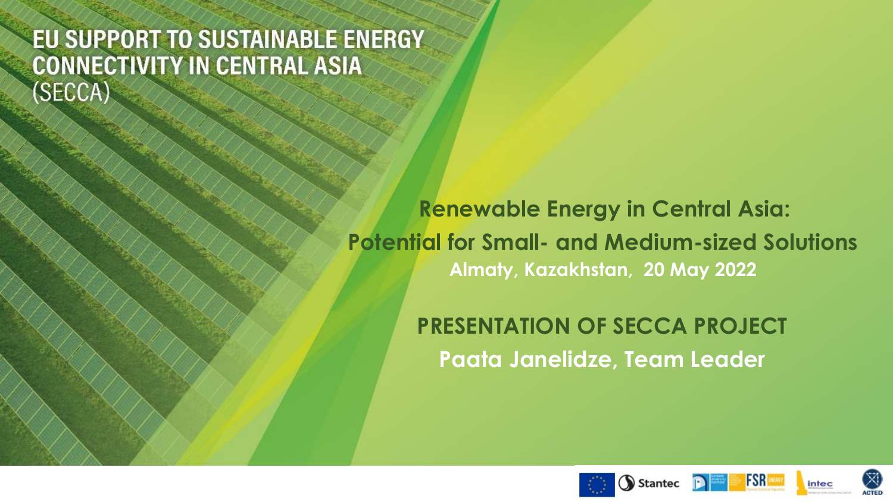# EU SUPPORT TO SUSTAINABLE ENERGY CONNECTIVITY IN CENTRAL ASIA (SECCA)

**Renewable Energy in Central Asia:**
**Potential for Small- and Medium-sized Solutions**
**Almaty, Kazakhstan, 20 May 2022**

**PRESENTATION OF SECCA PROJECT**
**Paata Janelidze, Team Leader**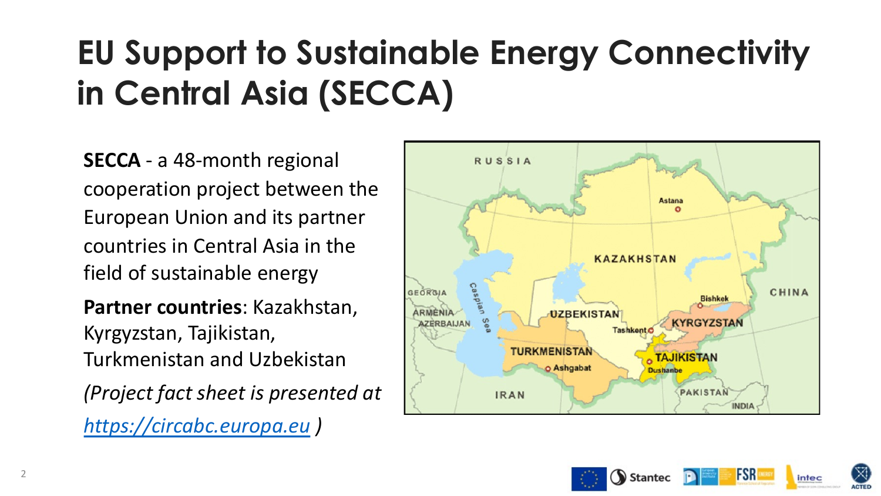# EU Support to Sustainable Energy Connectivity in Central Asia (SECCA)

**SECCA** - a 48-month regional cooperation project between the European Union and its partner countries in Central Asia in the field of sustainable energy

**Partner countries**: Kazakhstan, Kyrgyzstan, Tajikistan, Turkmenistan and Uzbekistan

*(Project fact sheet is presented at [https://circabc.europa.eu](https://circabc.europa.eu) )*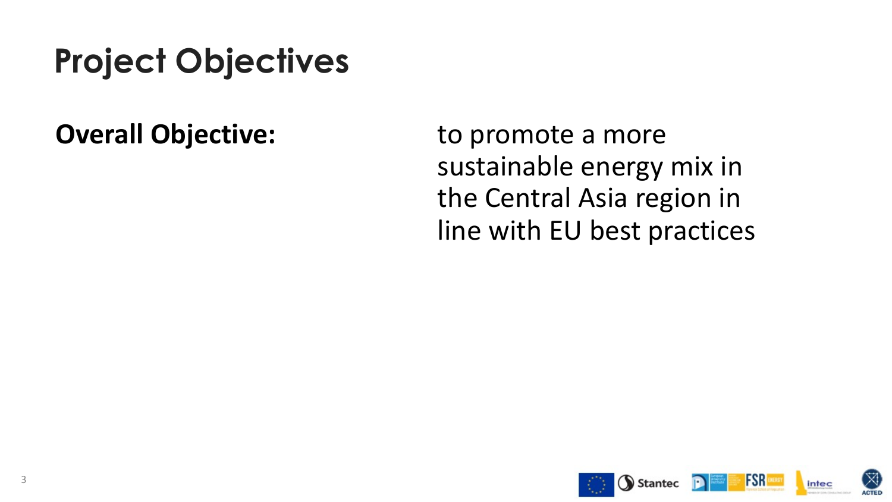# Project Objectives

**Overall Objective:** to promote a more sustainable energy mix in the Central Asia region in line with EU best practices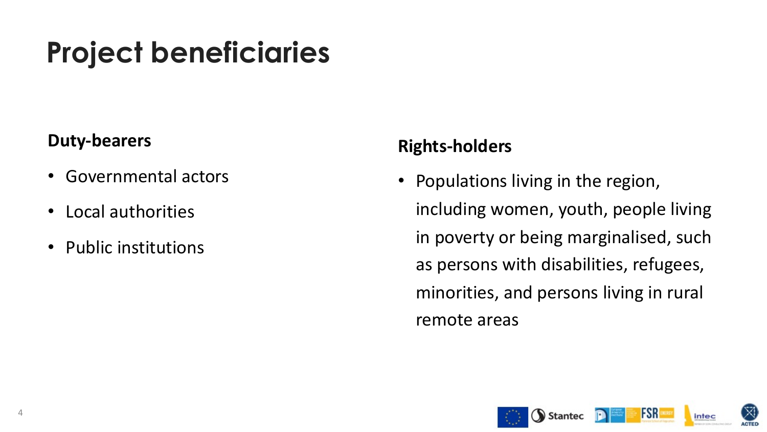# Project beneficiaries

**Duty-bearers**

- Governmental actors
- Local authorities
- Public institutions

**Rights-holders**

- Populations living in the region, including women, youth, people living in poverty or being marginalised, such as persons with disabilities, refugees, minorities, and persons living in rural remote areas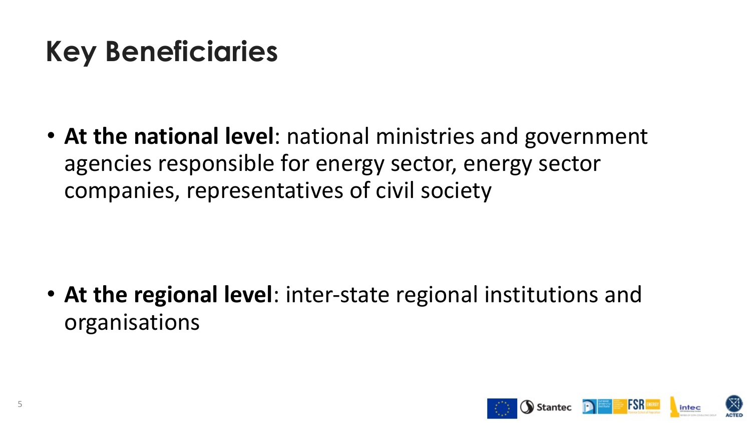# Key Beneficiaries

- **At the national level**: national ministries and government agencies responsible for energy sector, energy sector companies, representatives of civil society

- **At the regional level**: inter-state regional institutions and organisations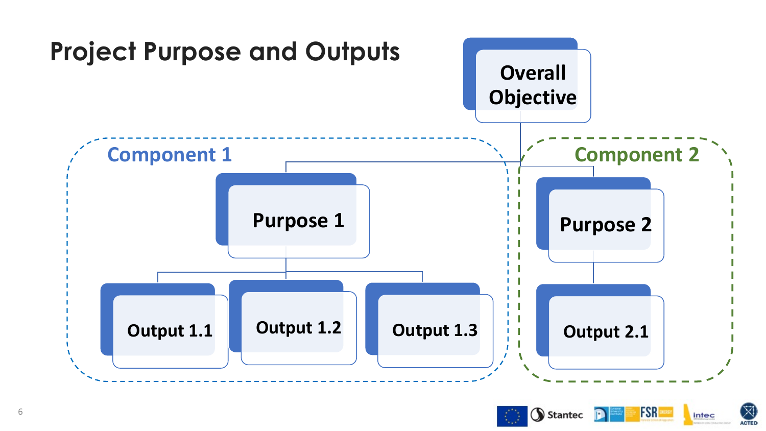# Project Purpose and Outputs

- **Overall Objective**
  - **Component 1**
    - **Purpose 1**
      - Output 1.1
      - Output 1.2
      - Output 1.3
  - **Component 2**
    - **Purpose 2**
      - Output 2.1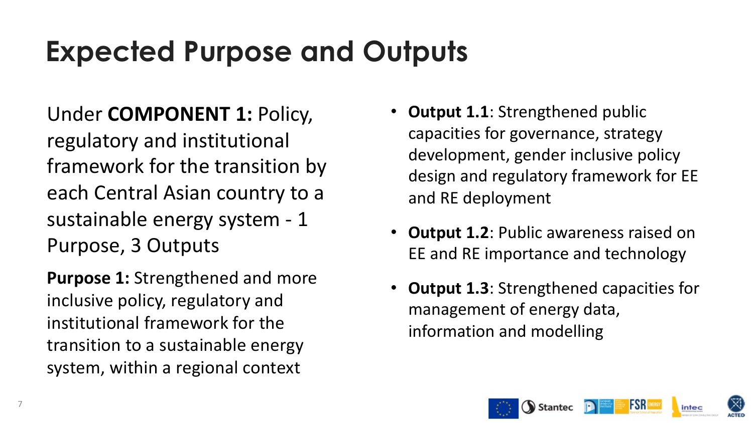# Expected Purpose and Outputs

Under **COMPONENT 1:** Policy, regulatory and institutional framework for the transition by each Central Asian country to a sustainable energy system - 1 Purpose, 3 Outputs

**Purpose 1:** Strengthened and more inclusive policy, regulatory and institutional framework for the transition to a sustainable energy system, within a regional context

- **Output 1.1**: Strengthened public capacities for governance, strategy development, gender inclusive policy design and regulatory framework for EE and RE deployment
- **Output 1.2**: Public awareness raised on EE and RE importance and technology
- **Output 1.3**: Strengthened capacities for management of energy data, information and modelling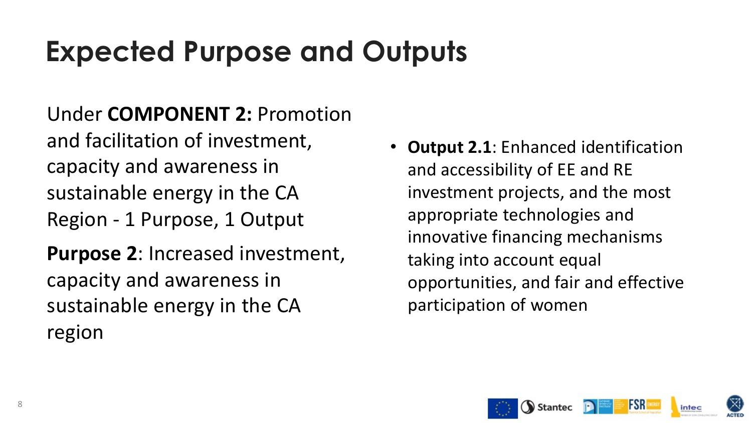# Expected Purpose and Outputs

Under **COMPONENT 2:** Promotion and facilitation of investment, capacity and awareness in sustainable energy in the CA Region - 1 Purpose, 1 Output

**Purpose 2**: Increased investment, capacity and awareness in sustainable energy in the CA region

- **Output 2.1**: Enhanced identification and accessibility of EE and RE investment projects, and the most appropriate technologies and innovative financing mechanisms taking into account equal opportunities, and fair and effective participation of women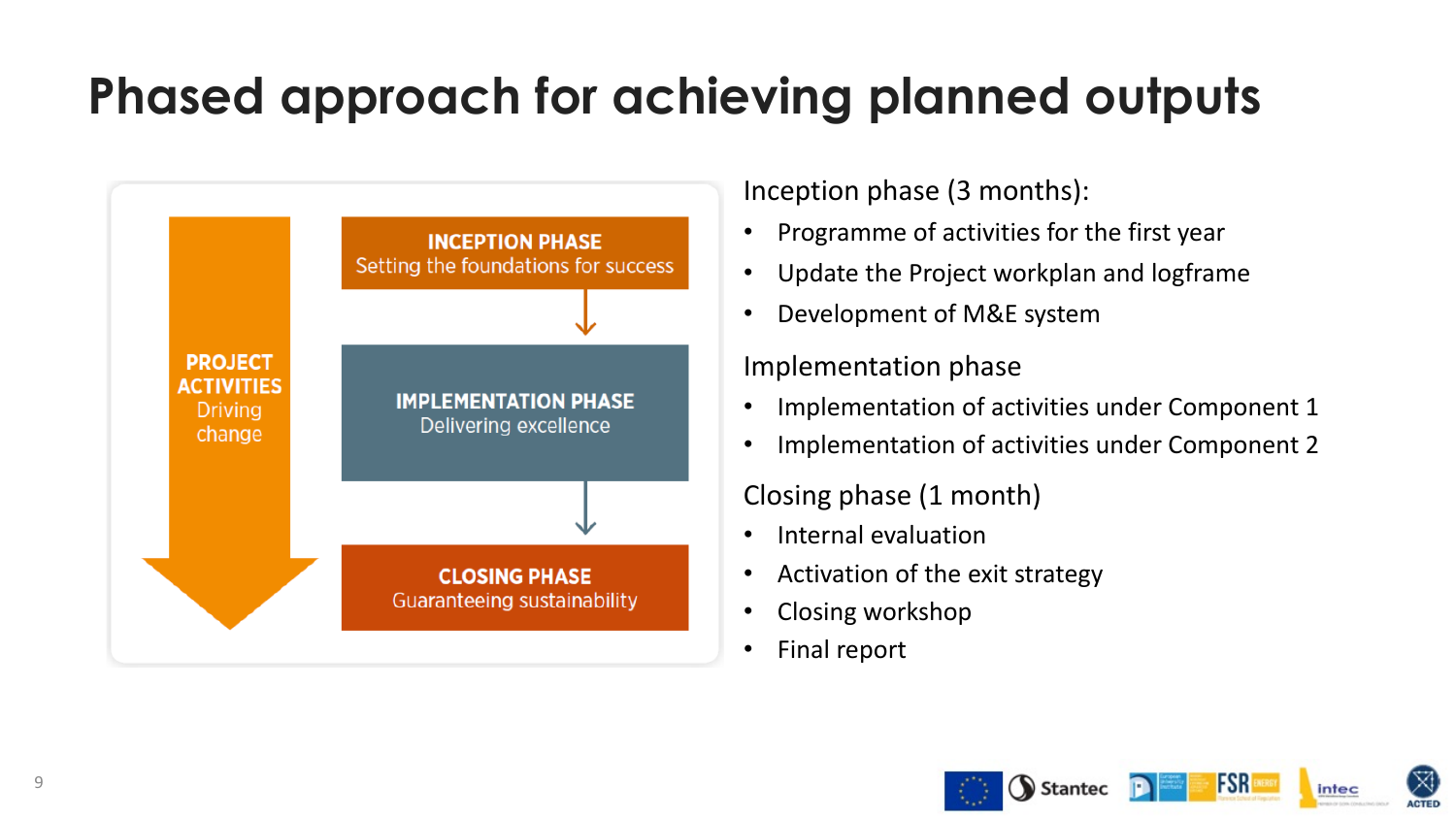# Phased approach for achieving planned outputs

**PROJECT ACTIVITIES** Driving change

**INCEPTION PHASE** Setting the foundations for success

**IMPLEMENTATION PHASE** Delivering excellence

**CLOSING PHASE** Guaranteeing sustainability

Inception phase (3 months):

- Programme of activities for the first year
- Update the Project workplan and logframe
- Development of M&E system

Implementation phase

- Implementation of activities under Component 1
- Implementation of activities under Component 2

Closing phase (1 month)

- Internal evaluation
- Activation of the exit strategy
- Closing workshop
- Final report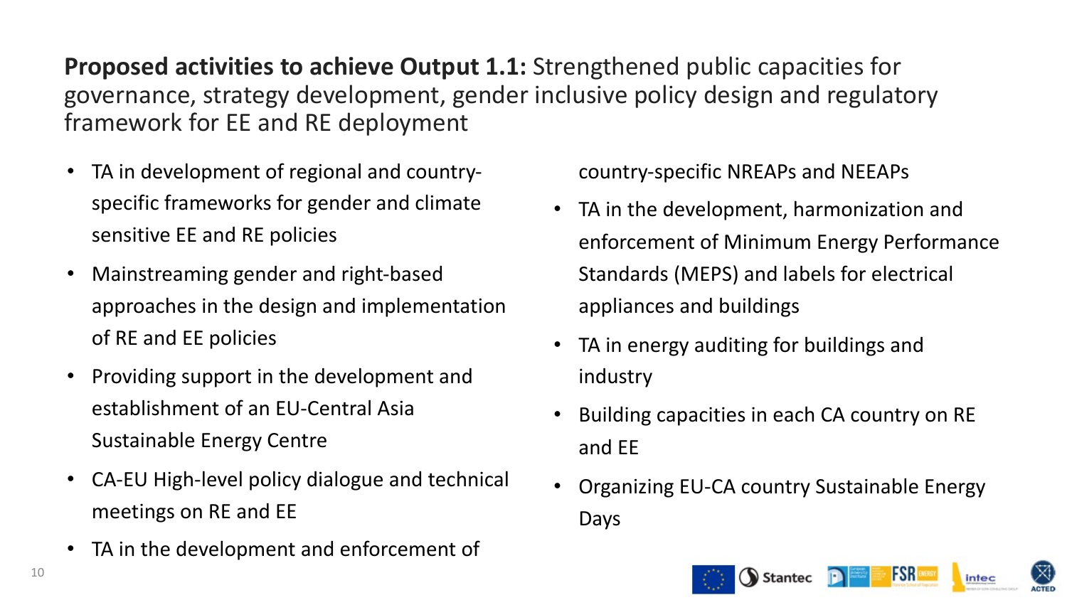**Proposed activities to achieve Output 1.1:** Strengthened public capacities for governance, strategy development, gender inclusive policy design and regulatory framework for EE and RE deployment

- TA in development of regional and country-specific frameworks for gender and climate sensitive EE and RE policies
- Mainstreaming gender and right-based approaches in the design and implementation of RE and EE policies
- Providing support in the development and establishment of an EU-Central Asia Sustainable Energy Centre
- CA-EU High-level policy dialogue and technical meetings on RE and EE
- TA in the development and enforcement of country-specific NREAPs and NEEAPs
- TA in the development, harmonization and enforcement of Minimum Energy Performance Standards (MEPS) and labels for electrical appliances and buildings
- TA in energy auditing for buildings and industry
- Building capacities in each CA country on RE and EE
- Organizing EU-CA country Sustainable Energy Days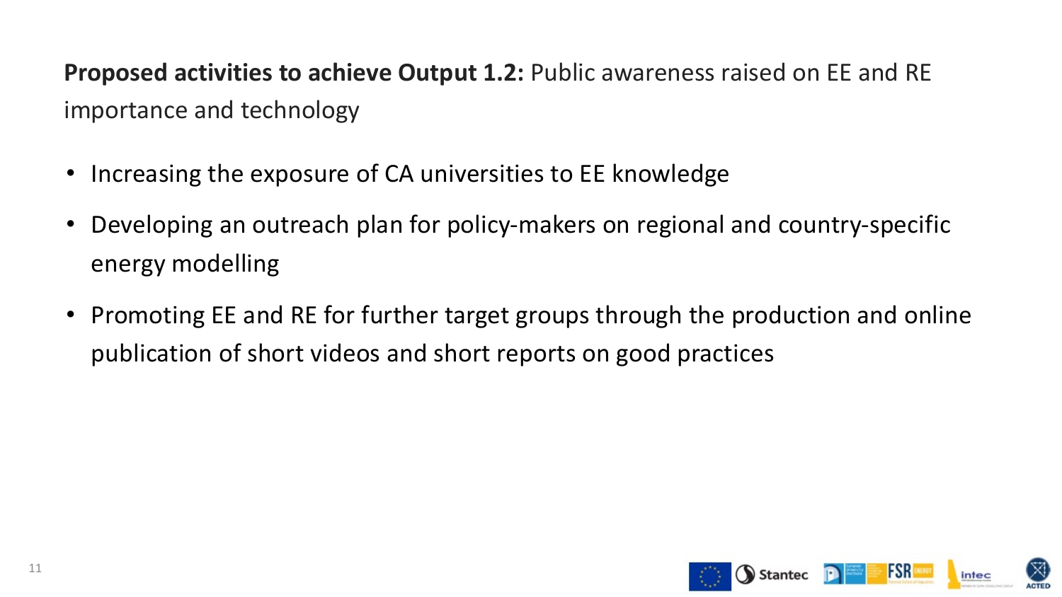**Proposed activities to achieve Output 1.2:** Public awareness raised on EE and RE importance and technology

- Increasing the exposure of CA universities to EE knowledge
- Developing an outreach plan for policy-makers on regional and country-specific energy modelling
- Promoting EE and RE for further target groups through the production and online publication of short videos and short reports on good practices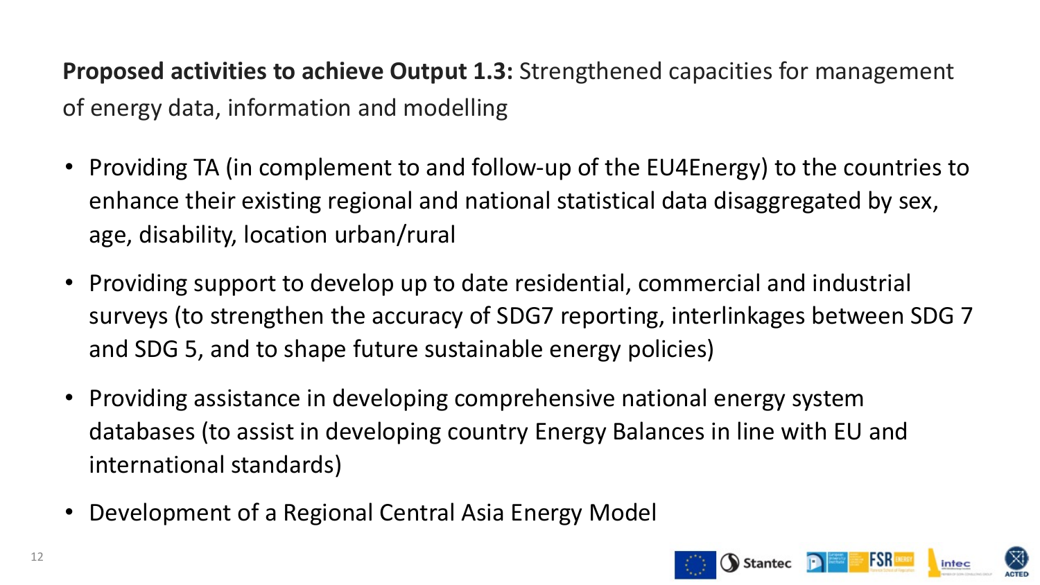**Proposed activities to achieve Output 1.3:** Strengthened capacities for management of energy data, information and modelling

- Providing TA (in complement to and follow-up of the EU4Energy) to the countries to enhance their existing regional and national statistical data disaggregated by sex, age, disability, location urban/rural
- Providing support to develop up to date residential, commercial and industrial surveys (to strengthen the accuracy of SDG7 reporting, interlinkages between SDG 7 and SDG 5, and to shape future sustainable energy policies)
- Providing assistance in developing comprehensive national energy system databases (to assist in developing country Energy Balances in line with EU and international standards)
- Development of a Regional Central Asia Energy Model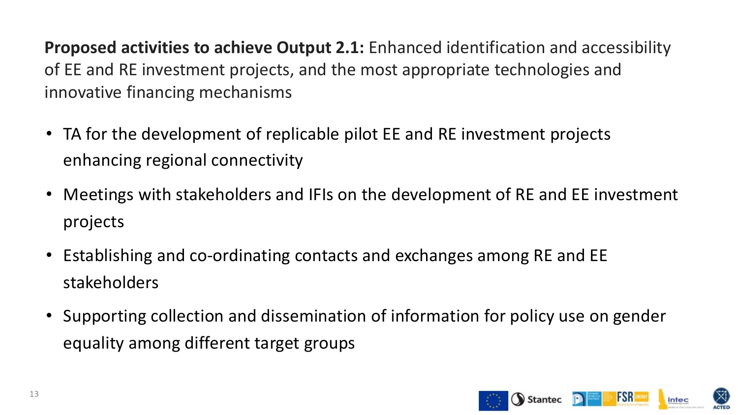**Proposed activities to achieve Output 2.1:** Enhanced identification and accessibility of EE and RE investment projects, and the most appropriate technologies and innovative financing mechanisms

- TA for the development of replicable pilot EE and RE investment projects enhancing regional connectivity
- Meetings with stakeholders and IFIs on the development of RE and EE investment projects
- Establishing and co-ordinating contacts and exchanges among RE and EE stakeholders
- Supporting collection and dissemination of information for policy use on gender equality among different target groups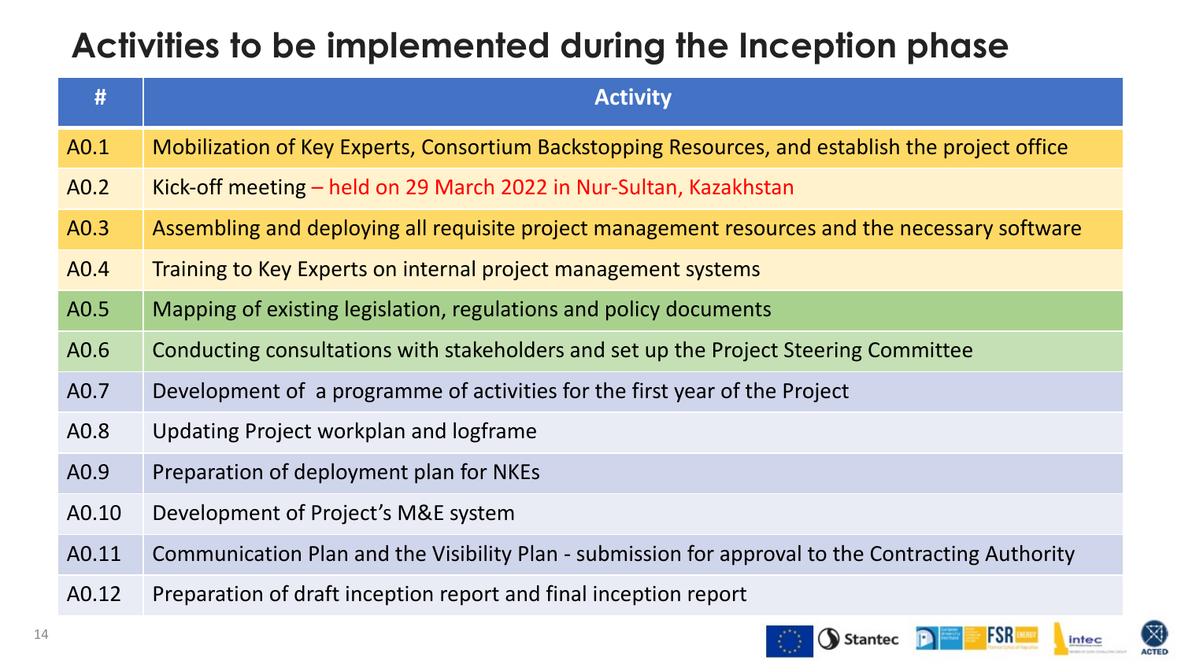# Activities to be implemented during the Inception phase

| # | Activity |
|---|---|
| A0.1 | Mobilization of Key Experts, Consortium Backstopping Resources, and establish the project office |
| A0.2 | Kick-off meeting – held on 29 March 2022 in Nur-Sultan, Kazakhstan |
| A0.3 | Assembling and deploying all requisite project management resources and the necessary software |
| A0.4 | Training to Key Experts on internal project management systems |
| A0.5 | Mapping of existing legislation, regulations and policy documents |
| A0.6 | Conducting consultations with stakeholders and set up the Project Steering Committee |
| A0.7 | Development of a programme of activities for the first year of the Project |
| A0.8 | Updating Project workplan and logframe |
| A0.9 | Preparation of deployment plan for NKEs |
| A0.10 | Development of Project's M&E system |
| A0.11 | Communication Plan and the Visibility Plan - submission for approval to the Contracting Authority |
| A0.12 | Preparation of draft inception report and final inception report |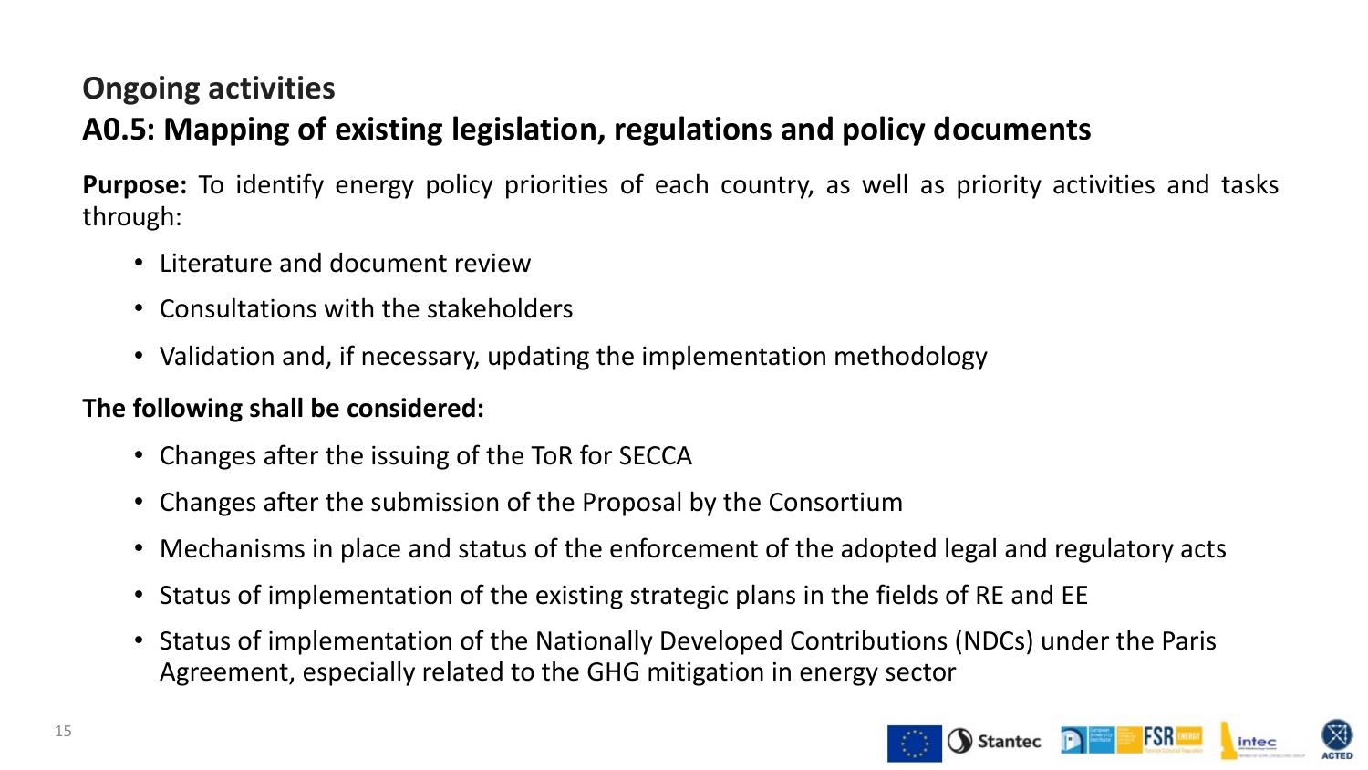## Ongoing activities

## A0.5: Mapping of existing legislation, regulations and policy documents

**Purpose:** To identify energy policy priorities of each country, as well as priority activities and tasks through:

- Literature and document review
- Consultations with the stakeholders
- Validation and, if necessary, updating the implementation methodology

**The following shall be considered:**

- Changes after the issuing of the ToR for SECCA
- Changes after the submission of the Proposal by the Consortium
- Mechanisms in place and status of the enforcement of the adopted legal and regulatory acts
- Status of implementation of the existing strategic plans in the fields of RE and EE
- Status of implementation of the Nationally Developed Contributions (NDCs) under the Paris Agreement, especially related to the GHG mitigation in energy sector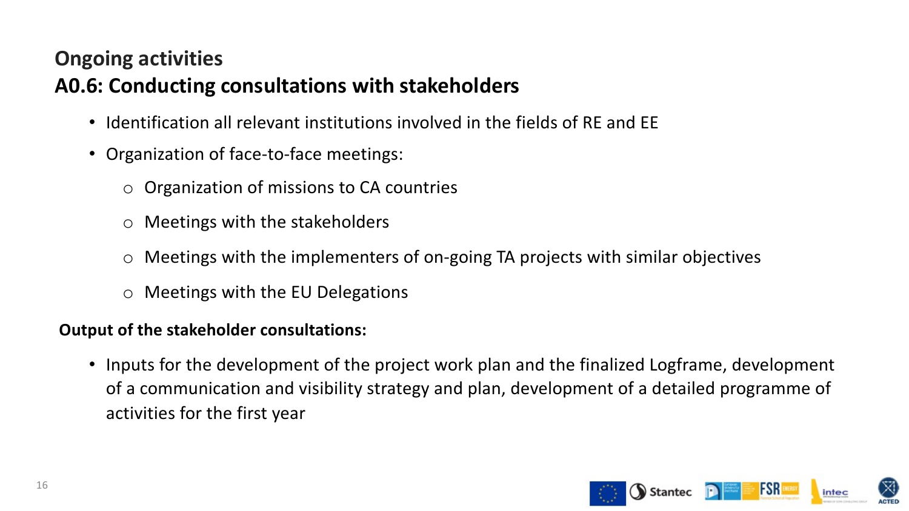## Ongoing activities

## A0.6: Conducting consultations with stakeholders

- Identification all relevant institutions involved in the fields of RE and EE
- Organization of face-to-face meetings:
  - Organization of missions to CA countries
  - Meetings with the stakeholders
  - Meetings with the implementers of on-going TA projects with similar objectives
  - Meetings with the EU Delegations

**Output of the stakeholder consultations:**

- Inputs for the development of the project work plan and the finalized Logframe, development of a communication and visibility strategy and plan, development of a detailed programme of activities for the first year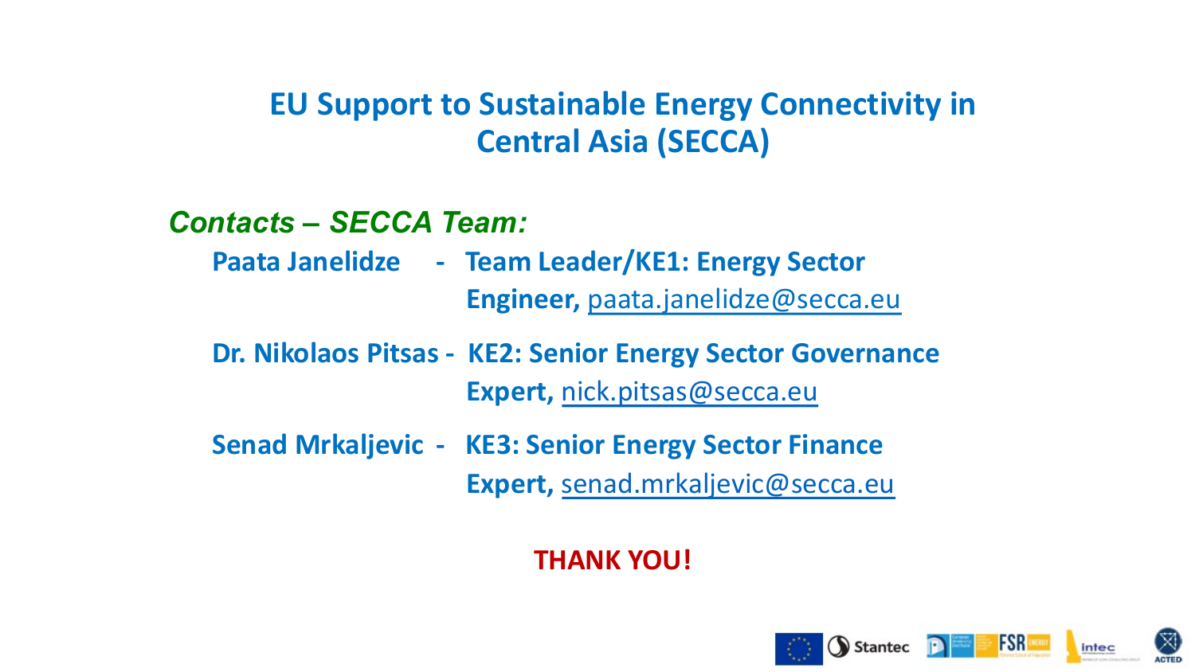## EU Support to Sustainable Energy Connectivity in Central Asia (SECCA)

***Contacts – SECCA Team:***

- **Paata Janelidze - Team Leader/KE1: Energy Sector Engineer,** paata.janelidze@secca.eu
- **Dr. Nikolaos Pitsas - KE2: Senior Energy Sector Governance Expert,** nick.pitsas@secca.eu
- **Senad Mrkaljevic - KE3: Senior Energy Sector Finance Expert,** senad.mrkaljevic@secca.eu

**THANK YOU!**

Stantec FSR ENERGY intec ACTED